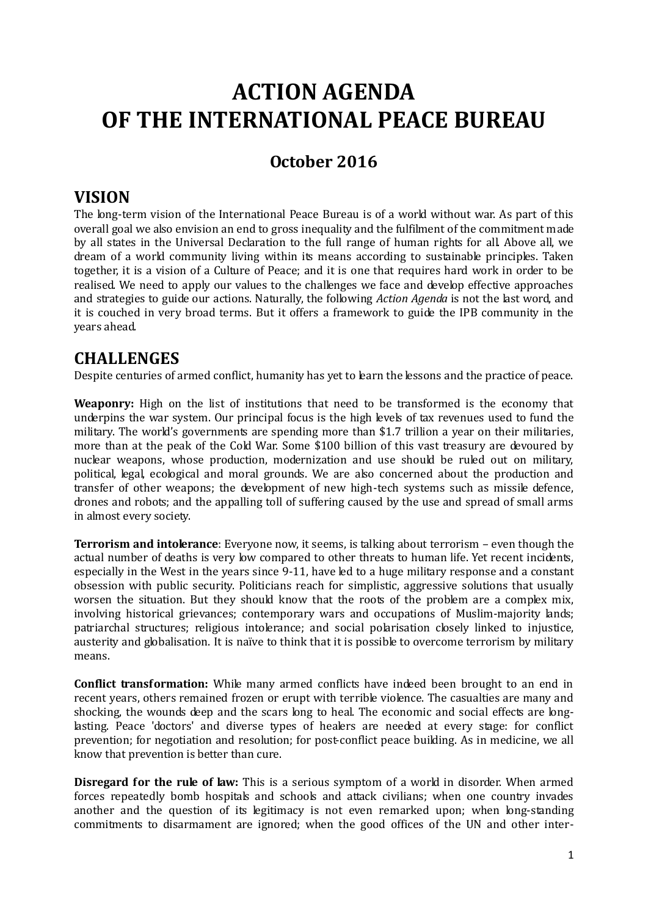# ACTION AGENDA OF THE INTERNATIONAL PEACE BUREAU

## October 2016

## VISION

The long-term vision of the International Peace Bureau is of a world without war. As part of this overall goal we also envision an end to gross inequality and the fulfilment of the commitment made by all states in the Universal Declaration to the full range of human rights for all. Above all, we dream of a world community living within its means according to sustainable principles. Taken together, it is a vision of a Culture of Peace; and it is one that requires hard work in order to be realised. We need to apply our values to the challenges we face and develop effective approaches and strategies to guide our actions. Naturally, the following *Action Agenda* is not the last word, and it is couched in very broad terms. But it offers a framework to guide the IPB community in the years ahead.

## CHALLENGES

Despite centuries of armed conflict, humanity has yet to learn the lessons and the practice of peace.

**Weaponry:** High on the list of institutions that need to be transformed is the economy that underpins the war system. Our principal focus is the high levels of tax revenues used to fund the military. The world's governments are spending more than $1.7 trillion a year on their militaries, more than at the peak of the Cold War. Some $100 billion of this vast treasury are devoured by nuclear weapons, whose production, modernization and use should be ruled out on military, political, legal, ecological and moral grounds. We are also concerned about the production and transfer of other weapons; the development of new high-tech systems such as missile defence, drones and robots; and the appalling toll of suffering caused by the use and spread of small arms in almost every society.

**Terrorism and intolerance**: Everyone now, it seems, is talking about terrorism – even though the actual number of deaths is very low compared to other threats to human life. Yet recent incidents, especially in the West in the years since 9-11, have led to a huge military response and a constant obsession with public security. Politicians reach for simplistic, aggressive solutions that usually worsen the situation. But they should know that the roots of the problem are a complex mix, involving historical grievances; contemporary wars and occupations of Muslim-majority lands; patriarchal structures; religious intolerance; and social polarisation closely linked to injustice, austerity and globalisation. It is naïve to think that it is possible to overcome terrorism by military means.

**Conflict transformation:** While many armed conflicts have indeed been brought to an end in recent years, others remained frozen or erupt with terrible violence. The casualties are many and shocking, the wounds deep and the scars long to heal. The economic and social effects are long-lasting. Peace 'doctors' and diverse types of healers are needed at every stage: for conflict prevention; for negotiation and resolution; for post-conflict peace building. As in medicine, we all know that prevention is better than cure.

**Disregard for the rule of law:** This is a serious symptom of a world in disorder. When armed forces repeatedly bomb hospitals and schools and attack civilians; when one country invades another and the question of its legitimacy is not even remarked upon; when long-standing commitments to disarmament are ignored; when the good offices of the UN and other inter-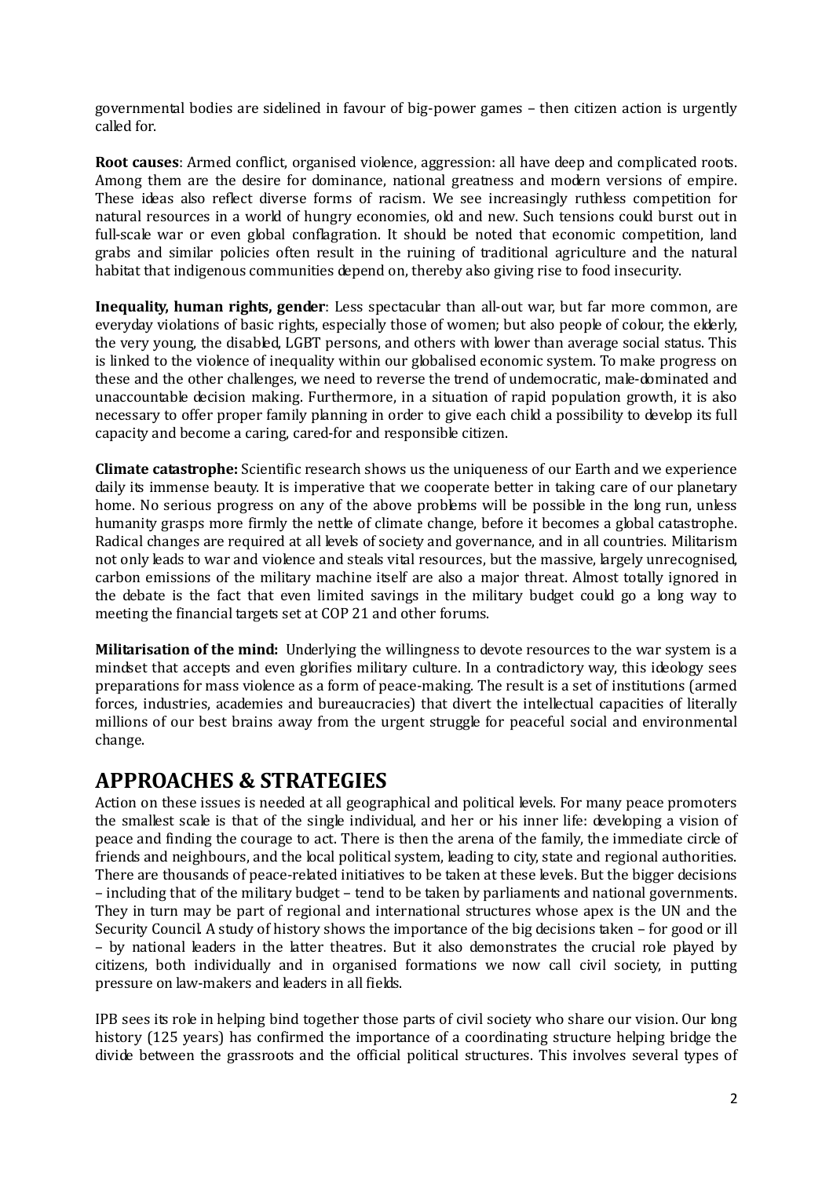governmental bodies are sidelined in favour of big-power games – then citizen action is urgently called for.

**Root causes**: Armed conflict, organised violence, aggression: all have deep and complicated roots. Among them are the desire for dominance, national greatness and modern versions of empire. These ideas also reflect diverse forms of racism. We see increasingly ruthless competition for natural resources in a world of hungry economies, old and new. Such tensions could burst out in full-scale war or even global conflagration. It should be noted that economic competition, land grabs and similar policies often result in the ruining of traditional agriculture and the natural habitat that indigenous communities depend on, thereby also giving rise to food insecurity.

**Inequality, human rights, gender**: Less spectacular than all-out war, but far more common, are everyday violations of basic rights, especially those of women; but also people of colour, the elderly, the very young, the disabled, LGBT persons, and others with lower than average social status. This is linked to the violence of inequality within our globalised economic system. To make progress on these and the other challenges, we need to reverse the trend of undemocratic, male-dominated and unaccountable decision making. Furthermore, in a situation of rapid population growth, it is also necessary to offer proper family planning in order to give each child a possibility to develop its full capacity and become a caring, cared-for and responsible citizen.

**Climate catastrophe:** Scientific research shows us the uniqueness of our Earth and we experience daily its immense beauty. It is imperative that we cooperate better in taking care of our planetary home. No serious progress on any of the above problems will be possible in the long run, unless humanity grasps more firmly the nettle of climate change, before it becomes a global catastrophe. Radical changes are required at all levels of society and governance, and in all countries. Militarism not only leads to war and violence and steals vital resources, but the massive, largely unrecognised, carbon emissions of the military machine itself are also a major threat. Almost totally ignored in the debate is the fact that even limited savings in the military budget could go a long way to meeting the financial targets set at COP 21 and other forums.

**Militarisation of the mind:** Underlying the willingness to devote resources to the war system is a mindset that accepts and even glorifies military culture. In a contradictory way, this ideology sees preparations for mass violence as a form of peace-making. The result is a set of institutions (armed forces, industries, academies and bureaucracies) that divert the intellectual capacities of literally millions of our best brains away from the urgent struggle for peaceful social and environmental change.

## APPROACHES & STRATEGIES

Action on these issues is needed at all geographical and political levels. For many peace promoters the smallest scale is that of the single individual, and her or his inner life: developing a vision of peace and finding the courage to act. There is then the arena of the family, the immediate circle of friends and neighbours, and the local political system, leading to city, state and regional authorities. There are thousands of peace-related initiatives to be taken at these levels. But the bigger decisions – including that of the military budget – tend to be taken by parliaments and national governments. They in turn may be part of regional and international structures whose apex is the UN and the Security Council. A study of history shows the importance of the big decisions taken – for good or ill – by national leaders in the latter theatres. But it also demonstrates the crucial role played by citizens, both individually and in organised formations we now call civil society, in putting pressure on law-makers and leaders in all fields.

IPB sees its role in helping bind together those parts of civil society who share our vision. Our long history (125 years) has confirmed the importance of a coordinating structure helping bridge the divide between the grassroots and the official political structures. This involves several types of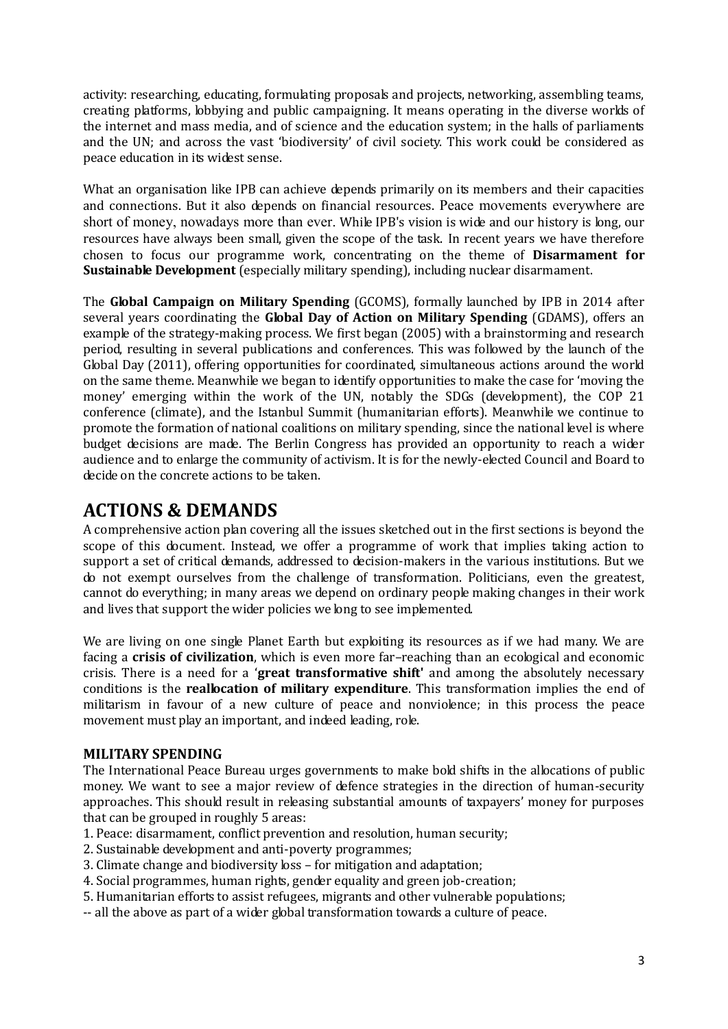activity: researching, educating, formulating proposals and projects, networking, assembling teams, creating platforms, lobbying and public campaigning. It means operating in the diverse worlds of the internet and mass media, and of science and the education system; in the halls of parliaments and the UN; and across the vast 'biodiversity' of civil society. This work could be considered as peace education in its widest sense.

What an organisation like IPB can achieve depends primarily on its members and their capacities and connections. But it also depends on financial resources. Peace movements everywhere are short of money, nowadays more than ever. While IPB's vision is wide and our history is long, our resources have always been small, given the scope of the task. In recent years we have therefore chosen to focus our programme work, concentrating on the theme of **Disarmament for Sustainable Development** (especially military spending), including nuclear disarmament.

The **Global Campaign on Military Spending** (GCOMS), formally launched by IPB in 2014 after several years coordinating the **Global Day of Action on Military Spending** (GDAMS), offers an example of the strategy-making process. We first began (2005) with a brainstorming and research period, resulting in several publications and conferences. This was followed by the launch of the Global Day (2011), offering opportunities for coordinated, simultaneous actions around the world on the same theme. Meanwhile we began to identify opportunities to make the case for 'moving the money' emerging within the work of the UN, notably the SDGs (development), the COP 21 conference (climate), and the Istanbul Summit (humanitarian efforts). Meanwhile we continue to promote the formation of national coalitions on military spending, since the national level is where budget decisions are made. The Berlin Congress has provided an opportunity to reach a wider audience and to enlarge the community of activism. It is for the newly-elected Council and Board to decide on the concrete actions to be taken.

# ACTIONS & DEMANDS

A comprehensive action plan covering all the issues sketched out in the first sections is beyond the scope of this document. Instead, we offer a programme of work that implies taking action to support a set of critical demands, addressed to decision-makers in the various institutions. But we do not exempt ourselves from the challenge of transformation. Politicians, even the greatest, cannot do everything; in many areas we depend on ordinary people making changes in their work and lives that support the wider policies we long to see implemented.

We are living on one single Planet Earth but exploiting its resources as if we had many. We are facing a **crisis of civilization**, which is even more far–reaching than an ecological and economic crisis. There is a need for a '**great transformative shift'** and among the absolutely necessary conditions is the **reallocation of military expenditure**. This transformation implies the end of militarism in favour of a new culture of peace and nonviolence; in this process the peace movement must play an important, and indeed leading, role.

### MILITARY SPENDING

The International Peace Bureau urges governments to make bold shifts in the allocations of public money. We want to see a major review of defence strategies in the direction of human-security approaches. This should result in releasing substantial amounts of taxpayers' money for purposes that can be grouped in roughly 5 areas:

1. Peace: disarmament, conflict prevention and resolution, human security;
2. Sustainable development and anti-poverty programmes;
3. Climate change and biodiversity loss – for mitigation and adaptation;
4. Social programmes, human rights, gender equality and green job-creation;
5. Humanitarian efforts to assist refugees, migrants and other vulnerable populations;

-- all the above as part of a wider global transformation towards a culture of peace.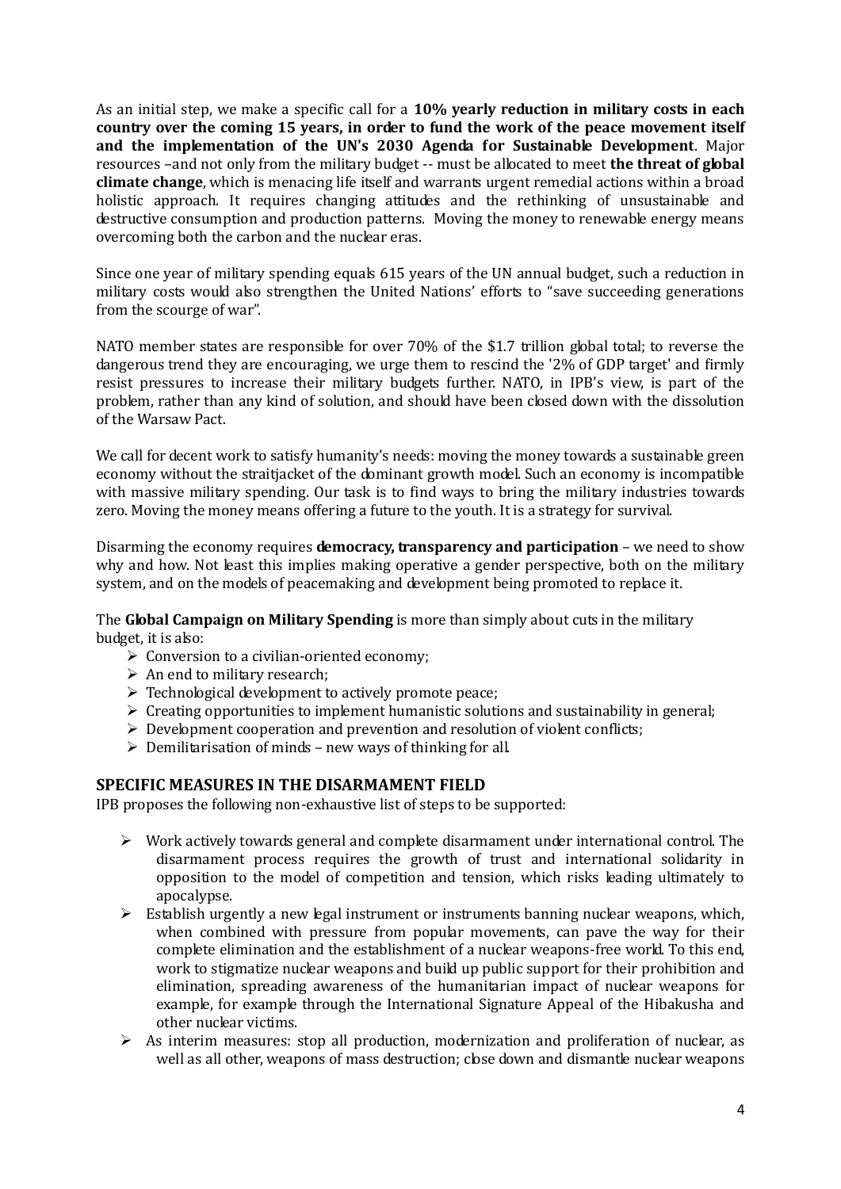As an initial step, we make a specific call for a **10% yearly reduction in military costs in each country over the coming 15 years, in order to fund the work of the peace movement itself and the implementation of the UN's 2030 Agenda for Sustainable Development**. Major resources –and not only from the military budget -- must be allocated to meet **the threat of global climate change**, which is menacing life itself and warrants urgent remedial actions within a broad holistic approach. It requires changing attitudes and the rethinking of unsustainable and destructive consumption and production patterns. Moving the money to renewable energy means overcoming both the carbon and the nuclear eras.

Since one year of military spending equals 615 years of the UN annual budget, such a reduction in military costs would also strengthen the United Nations' efforts to "save succeeding generations from the scourge of war".

NATO member states are responsible for over 70% of the $1.7 trillion global total; to reverse the dangerous trend they are encouraging, we urge them to rescind the '2% of GDP target' and firmly resist pressures to increase their military budgets further. NATO, in IPB's view, is part of the problem, rather than any kind of solution, and should have been closed down with the dissolution of the Warsaw Pact.

We call for decent work to satisfy humanity's needs: moving the money towards a sustainable green economy without the straitjacket of the dominant growth model. Such an economy is incompatible with massive military spending. Our task is to find ways to bring the military industries towards zero. Moving the money means offering a future to the youth. It is a strategy for survival.

Disarming the economy requires **democracy, transparency and participation** – we need to show why and how. Not least this implies making operative a gender perspective, both on the military system, and on the models of peacemaking and development being promoted to replace it.

The **Global Campaign on Military Spending** is more than simply about cuts in the military budget, it is also:

- Conversion to a civilian-oriented economy;
- An end to military research;
- Technological development to actively promote peace;
- Creating opportunities to implement humanistic solutions and sustainability in general;
- Development cooperation and prevention and resolution of violent conflicts;
- Demilitarisation of minds – new ways of thinking for all.

## SPECIFIC MEASURES IN THE DISARMAMENT FIELD

IPB proposes the following non-exhaustive list of steps to be supported:

- Work actively towards general and complete disarmament under international control. The disarmament process requires the growth of trust and international solidarity in opposition to the model of competition and tension, which risks leading ultimately to apocalypse.
- Establish urgently a new legal instrument or instruments banning nuclear weapons, which, when combined with pressure from popular movements, can pave the way for their complete elimination and the establishment of a nuclear weapons-free world. To this end, work to stigmatize nuclear weapons and build up public support for their prohibition and elimination, spreading awareness of the humanitarian impact of nuclear weapons for example, for example through the International Signature Appeal of the Hibakusha and other nuclear victims.
- As interim measures: stop all production, modernization and proliferation of nuclear, as well as all other, weapons of mass destruction; close down and dismantle nuclear weapons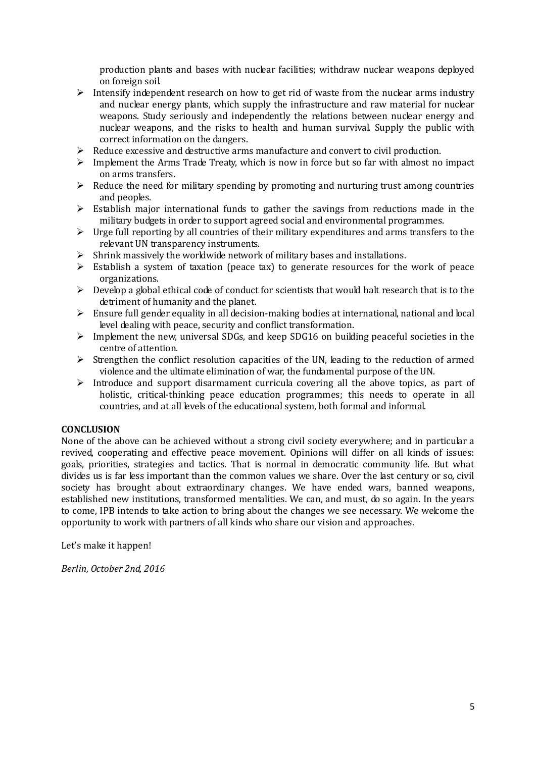production plants and bases with nuclear facilities; withdraw nuclear weapons deployed on foreign soil.

- Intensify independent research on how to get rid of waste from the nuclear arms industry and nuclear energy plants, which supply the infrastructure and raw material for nuclear weapons. Study seriously and independently the relations between nuclear energy and nuclear weapons, and the risks to health and human survival. Supply the public with correct information on the dangers.
- Reduce excessive and destructive arms manufacture and convert to civil production.
- Implement the Arms Trade Treaty, which is now in force but so far with almost no impact on arms transfers.
- Reduce the need for military spending by promoting and nurturing trust among countries and peoples.
- Establish major international funds to gather the savings from reductions made in the military budgets in order to support agreed social and environmental programmes.
- Urge full reporting by all countries of their military expenditures and arms transfers to the relevant UN transparency instruments.
- Shrink massively the worldwide network of military bases and installations.
- Establish a system of taxation (peace tax) to generate resources for the work of peace organizations.
- Develop a global ethical code of conduct for scientists that would halt research that is to the detriment of humanity and the planet.
- Ensure full gender equality in all decision-making bodies at international, national and local level dealing with peace, security and conflict transformation.
- Implement the new, universal SDGs, and keep SDG16 on building peaceful societies in the centre of attention.
- Strengthen the conflict resolution capacities of the UN, leading to the reduction of armed violence and the ultimate elimination of war, the fundamental purpose of the UN.
- Introduce and support disarmament curricula covering all the above topics, as part of holistic, critical-thinking peace education programmes; this needs to operate in all countries, and at all levels of the educational system, both formal and informal.

**CONCLUSION**

None of the above can be achieved without a strong civil society everywhere; and in particular a revived, cooperating and effective peace movement. Opinions will differ on all kinds of issues: goals, priorities, strategies and tactics. That is normal in democratic community life. But what divides us is far less important than the common values we share. Over the last century or so, civil society has brought about extraordinary changes. We have ended wars, banned weapons, established new institutions, transformed mentalities. We can, and must, do so again. In the years to come, IPB intends to take action to bring about the changes we see necessary. We welcome the opportunity to work with partners of all kinds who share our vision and approaches.

Let's make it happen!

*Berlin, October 2nd, 2016*